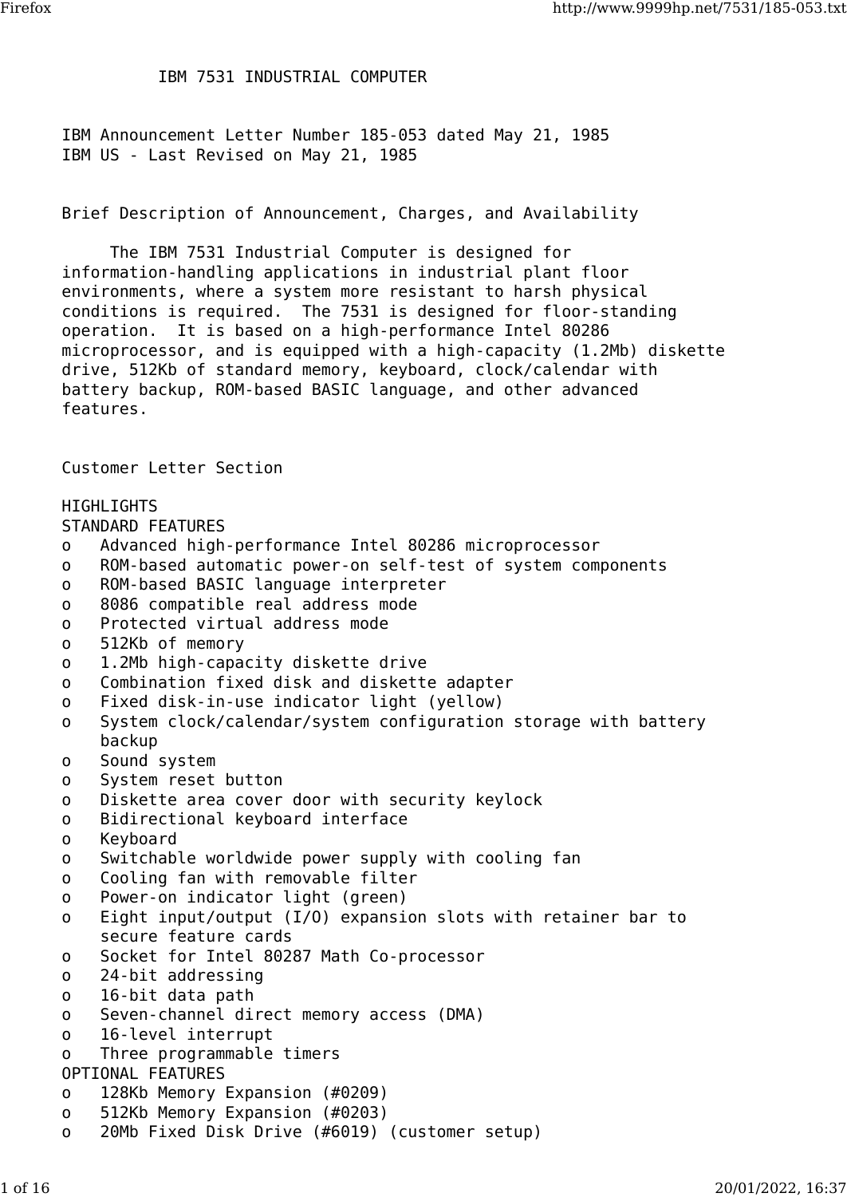# IBM 7531 INDUSTRIAL COMPUTER

IBM Announcement Letter Number 185-053 dated May 21, 1985
IBM US - Last Revised on May 21, 1985

## Brief Description of Announcement, Charges, and Availability

The IBM 7531 Industrial Computer is designed for information-handling applications in industrial plant floor environments, where a system more resistant to harsh physical conditions is required. The 7531 is designed for floor-standing operation. It is based on a high-performance Intel 80286 microprocessor, and is equipped with a high-capacity (1.2Mb) diskette drive, 512Kb of standard memory, keyboard, clock/calendar with battery backup, ROM-based BASIC language, and other advanced features.

## Customer Letter Section

### HIGHLIGHTS

STANDARD FEATURES

- Advanced high-performance Intel 80286 microprocessor
- ROM-based automatic power-on self-test of system components
- ROM-based BASIC language interpreter
- 8086 compatible real address mode
- Protected virtual address mode
- 512Kb of memory
- 1.2Mb high-capacity diskette drive
- Combination fixed disk and diskette adapter
- Fixed disk-in-use indicator light (yellow)
- System clock/calendar/system configuration storage with battery backup
- Sound system
- System reset button
- Diskette area cover door with security keylock
- Bidirectional keyboard interface
- Keyboard
- Switchable worldwide power supply with cooling fan
- Cooling fan with removable filter
- Power-on indicator light (green)
- Eight input/output (I/O) expansion slots with retainer bar to secure feature cards
- Socket for Intel 80287 Math Co-processor
- 24-bit addressing
- 16-bit data path
- Seven-channel direct memory access (DMA)
- 16-level interrupt
- Three programmable timers

OPTIONAL FEATURES

- 128Kb Memory Expansion (#0209)
- 512Kb Memory Expansion (#0203)
- 20Mb Fixed Disk Drive (#6019) (customer setup)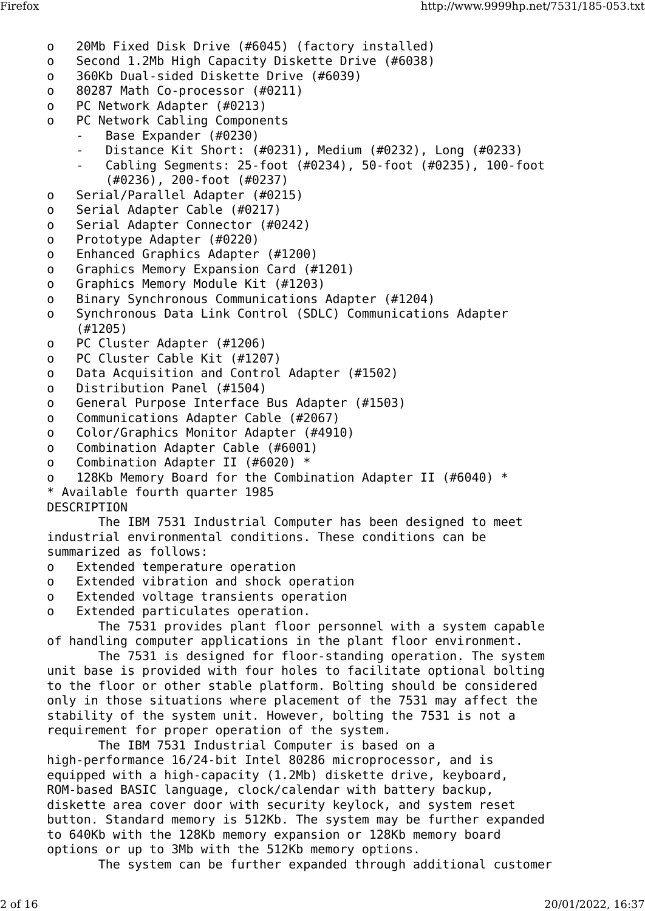- 20Mb Fixed Disk Drive (#6045) (factory installed)
- Second 1.2Mb High Capacity Diskette Drive (#6038)
- 360Kb Dual-sided Diskette Drive (#6039)
- 80287 Math Co-processor (#0211)
- PC Network Adapter (#0213)
- PC Network Cabling Components
  - Base Expander (#0230)
  - Distance Kit Short: (#0231), Medium (#0232), Long (#0233)
  - Cabling Segments: 25-foot (#0234), 50-foot (#0235), 100-foot (#0236), 200-foot (#0237)
- Serial/Parallel Adapter (#0215)
- Serial Adapter Cable (#0217)
- Serial Adapter Connector (#0242)
- Prototype Adapter (#0220)
- Enhanced Graphics Adapter (#1200)
- Graphics Memory Expansion Card (#1201)
- Graphics Memory Module Kit (#1203)
- Binary Synchronous Communications Adapter (#1204)
- Synchronous Data Link Control (SDLC) Communications Adapter (#1205)
- PC Cluster Adapter (#1206)
- PC Cluster Cable Kit (#1207)
- Data Acquisition and Control Adapter (#1502)
- Distribution Panel (#1504)
- General Purpose Interface Bus Adapter (#1503)
- Communications Adapter Cable (#2067)
- Color/Graphics Monitor Adapter (#4910)
- Combination Adapter Cable (#6001)
- Combination Adapter II (#6020) *
- 128Kb Memory Board for the Combination Adapter II (#6040) *

\* Available fourth quarter 1985

## DESCRIPTION

The IBM 7531 Industrial Computer has been designed to meet industrial environmental conditions. These conditions can be summarized as follows:

- Extended temperature operation
- Extended vibration and shock operation
- Extended voltage transients operation
- Extended particulates operation.

The 7531 provides plant floor personnel with a system capable of handling computer applications in the plant floor environment.

The 7531 is designed for floor-standing operation. The system unit base is provided with four holes to facilitate optional bolting to the floor or other stable platform. Bolting should be considered only in those situations where placement of the 7531 may affect the stability of the system unit. However, bolting the 7531 is not a requirement for proper operation of the system.

The IBM 7531 Industrial Computer is based on a high-performance 16/24-bit Intel 80286 microprocessor, and is equipped with a high-capacity (1.2Mb) diskette drive, keyboard, ROM-based BASIC language, clock/calendar with battery backup, diskette area cover door with security keylock, and system reset button. Standard memory is 512Kb. The system may be further expanded to 640Kb with the 128Kb memory expansion or 128Kb memory board options or up to 3Mb with the 512Kb memory options.

The system can be further expanded through additional customer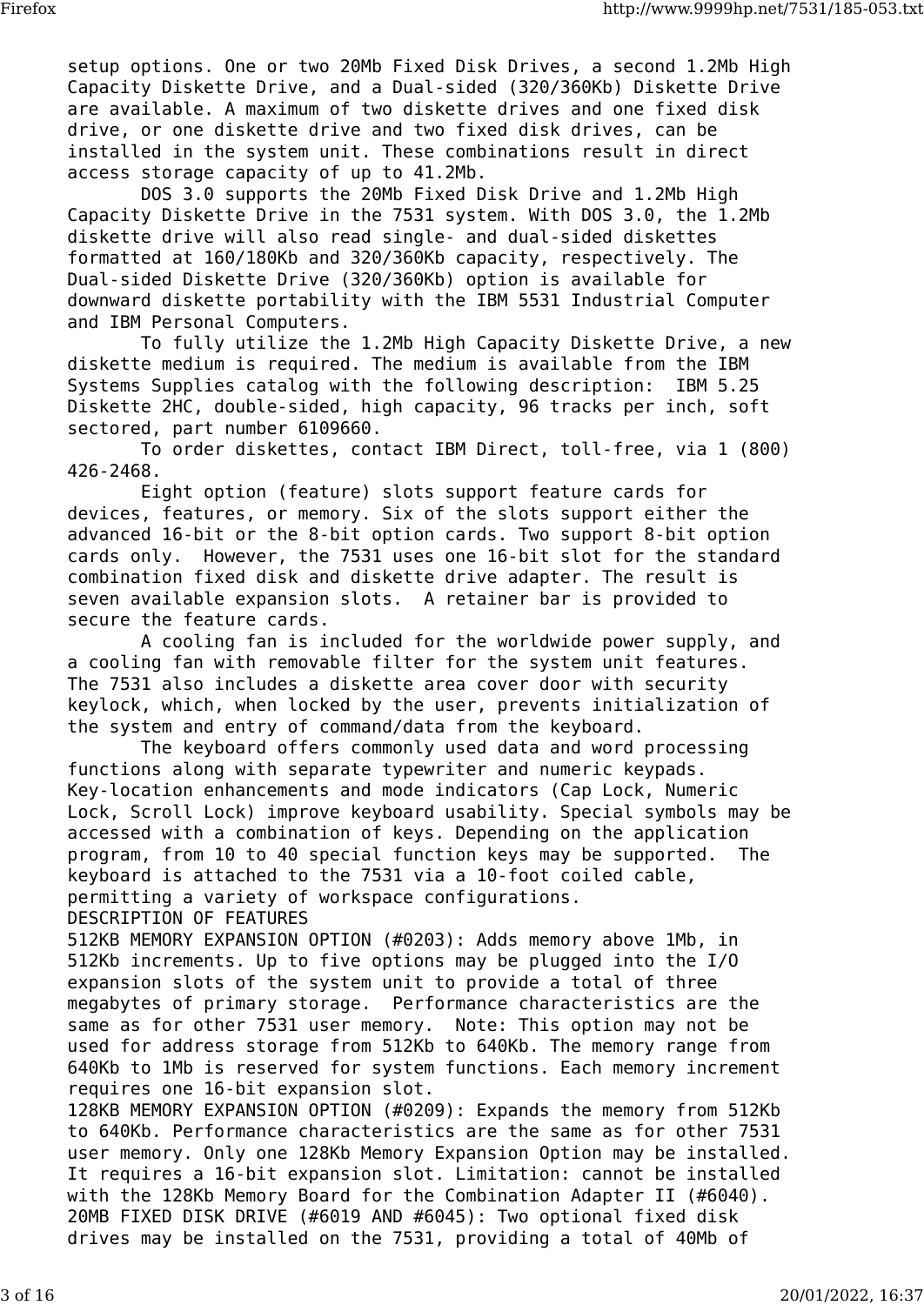setup options. One or two 20Mb Fixed Disk Drives, a second 1.2Mb High Capacity Diskette Drive, and a Dual-sided (320/360Kb) Diskette Drive are available. A maximum of two diskette drives and one fixed disk drive, or one diskette drive and two fixed disk drives, can be installed in the system unit. These combinations result in direct access storage capacity of up to 41.2Mb.

DOS 3.0 supports the 20Mb Fixed Disk Drive and 1.2Mb High Capacity Diskette Drive in the 7531 system. With DOS 3.0, the 1.2Mb diskette drive will also read single- and dual-sided diskettes formatted at 160/180Kb and 320/360Kb capacity, respectively. The Dual-sided Diskette Drive (320/360Kb) option is available for downward diskette portability with the IBM 5531 Industrial Computer and IBM Personal Computers.

To fully utilize the 1.2Mb High Capacity Diskette Drive, a new diskette medium is required. The medium is available from the IBM Systems Supplies catalog with the following description: IBM 5.25 Diskette 2HC, double-sided, high capacity, 96 tracks per inch, soft sectored, part number 6109660.

To order diskettes, contact IBM Direct, toll-free, via 1 (800) 426-2468.

Eight option (feature) slots support feature cards for devices, features, or memory. Six of the slots support either the advanced 16-bit or the 8-bit option cards. Two support 8-bit option cards only. However, the 7531 uses one 16-bit slot for the standard combination fixed disk and diskette drive adapter. The result is seven available expansion slots. A retainer bar is provided to secure the feature cards.

A cooling fan is included for the worldwide power supply, and a cooling fan with removable filter for the system unit features. The 7531 also includes a diskette area cover door with security keylock, which, when locked by the user, prevents initialization of the system and entry of command/data from the keyboard.

The keyboard offers commonly used data and word processing functions along with separate typewriter and numeric keypads. Key-location enhancements and mode indicators (Cap Lock, Numeric Lock, Scroll Lock) improve keyboard usability. Special symbols may be accessed with a combination of keys. Depending on the application program, from 10 to 40 special function keys may be supported. The keyboard is attached to the 7531 via a 10-foot coiled cable, permitting a variety of workspace configurations.

DESCRIPTION OF FEATURES

512KB MEMORY EXPANSION OPTION (#0203): Adds memory above 1Mb, in 512Kb increments. Up to five options may be plugged into the I/O expansion slots of the system unit to provide a total of three megabytes of primary storage. Performance characteristics are the same as for other 7531 user memory. Note: This option may not be used for address storage from 512Kb to 640Kb. The memory range from 640Kb to 1Mb is reserved for system functions. Each memory increment requires one 16-bit expansion slot.

128KB MEMORY EXPANSION OPTION (#0209): Expands the memory from 512Kb to 640Kb. Performance characteristics are the same as for other 7531 user memory. Only one 128Kb Memory Expansion Option may be installed. It requires a 16-bit expansion slot. Limitation: cannot be installed with the 128Kb Memory Board for the Combination Adapter II (#6040).

20MB FIXED DISK DRIVE (#6019 AND #6045): Two optional fixed disk drives may be installed on the 7531, providing a total of 40Mb of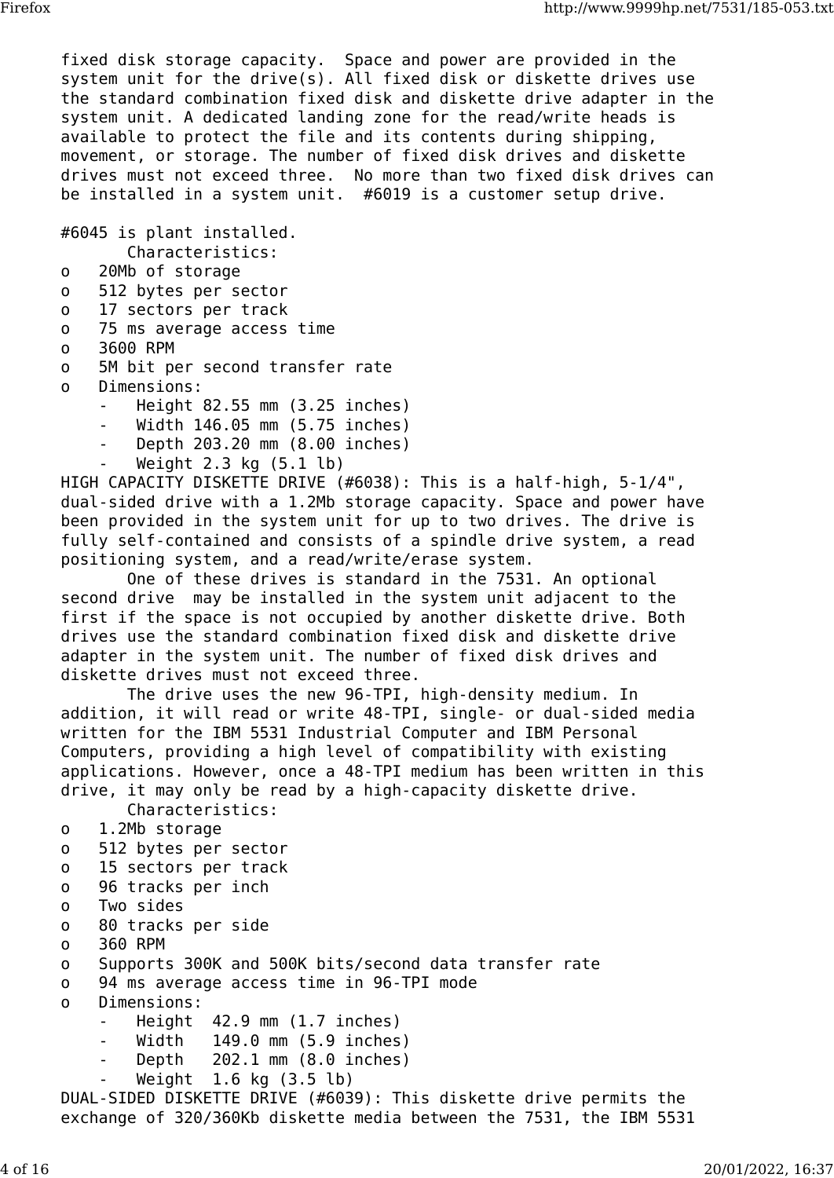fixed disk storage capacity. Space and power are provided in the system unit for the drive(s). All fixed disk or diskette drives use the standard combination fixed disk and diskette drive adapter in the system unit. A dedicated landing zone for the read/write heads is available to protect the file and its contents during shipping, movement, or storage. The number of fixed disk drives and diskette drives must not exceed three. No more than two fixed disk drives can be installed in a system unit. #6019 is a customer setup drive.

#6045 is plant installed.

Characteristics:

- 20Mb of storage
- 512 bytes per sector
- 17 sectors per track
- 75 ms average access time
- 3600 RPM
- 5M bit per second transfer rate
- Dimensions:
  - Height 82.55 mm (3.25 inches)
  - Width 146.05 mm (5.75 inches)
  - Depth 203.20 mm (8.00 inches)
  - Weight 2.3 kg (5.1 lb)

HIGH CAPACITY DISKETTE DRIVE (#6038): This is a half-high, 5-1/4", dual-sided drive with a 1.2Mb storage capacity. Space and power have been provided in the system unit for up to two drives. The drive is fully self-contained and consists of a spindle drive system, a read positioning system, and a read/write/erase system.

One of these drives is standard in the 7531. An optional second drive may be installed in the system unit adjacent to the first if the space is not occupied by another diskette drive. Both drives use the standard combination fixed disk and diskette drive adapter in the system unit. The number of fixed disk drives and diskette drives must not exceed three.

The drive uses the new 96-TPI, high-density medium. In addition, it will read or write 48-TPI, single- or dual-sided media written for the IBM 5531 Industrial Computer and IBM Personal Computers, providing a high level of compatibility with existing applications. However, once a 48-TPI medium has been written in this drive, it may only be read by a high-capacity diskette drive.

Characteristics:

- 1.2Mb storage
- 512 bytes per sector
- 15 sectors per track
- 96 tracks per inch
- Two sides
- 80 tracks per side
- 360 RPM
- Supports 300K and 500K bits/second data transfer rate
- 94 ms average access time in 96-TPI mode
- Dimensions:
  - Height 42.9 mm (1.7 inches)
  - Width 149.0 mm (5.9 inches)
  - Depth 202.1 mm (8.0 inches)
  - Weight 1.6 kg (3.5 lb)

DUAL-SIDED DISKETTE DRIVE (#6039): This diskette drive permits the exchange of 320/360Kb diskette media between the 7531, the IBM 5531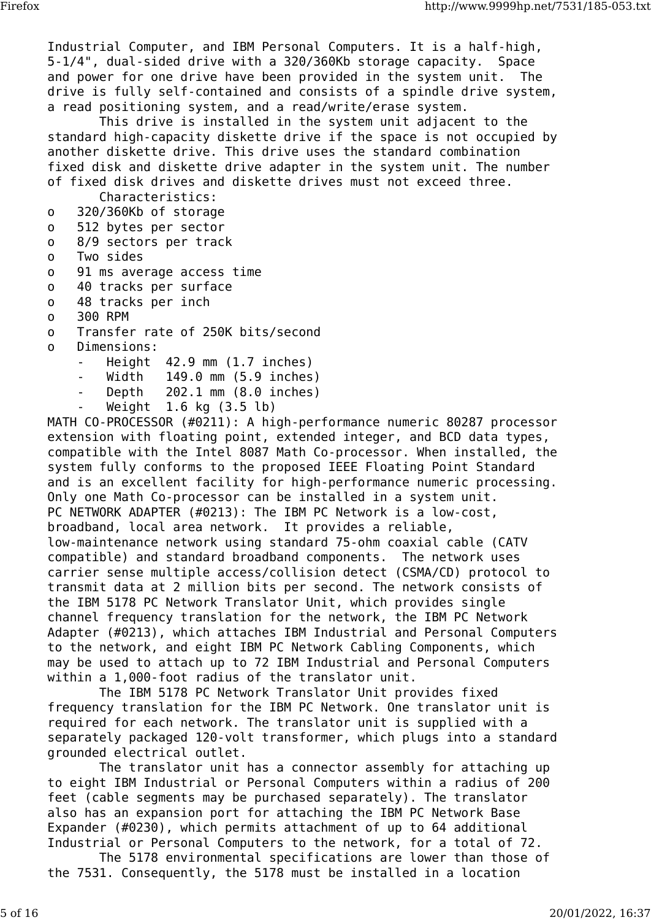Industrial Computer, and IBM Personal Computers. It is a half-high, 5-1/4", dual-sided drive with a 320/360Kb storage capacity. Space and power for one drive have been provided in the system unit. The drive is fully self-contained and consists of a spindle drive system, a read positioning system, and a read/write/erase system.

This drive is installed in the system unit adjacent to the standard high-capacity diskette drive if the space is not occupied by another diskette drive. This drive uses the standard combination fixed disk and diskette drive adapter in the system unit. The number of fixed disk drives and diskette drives must not exceed three.

Characteristics:

- 320/360Kb of storage
- 512 bytes per sector
- 8/9 sectors per track
- Two sides
- 91 ms average access time
- 40 tracks per surface
- 48 tracks per inch
- 300 RPM
- Transfer rate of 250K bits/second
- Dimensions:
  - Height 42.9 mm (1.7 inches)
  - Width 149.0 mm (5.9 inches)
  - Depth 202.1 mm (8.0 inches)
  - Weight 1.6 kg (3.5 lb)

MATH CO-PROCESSOR (#0211): A high-performance numeric 80287 processor extension with floating point, extended integer, and BCD data types, compatible with the Intel 8087 Math Co-processor. When installed, the system fully conforms to the proposed IEEE Floating Point Standard and is an excellent facility for high-performance numeric processing. Only one Math Co-processor can be installed in a system unit.

PC NETWORK ADAPTER (#0213): The IBM PC Network is a low-cost, broadband, local area network. It provides a reliable, low-maintenance network using standard 75-ohm coaxial cable (CATV compatible) and standard broadband components. The network uses carrier sense multiple access/collision detect (CSMA/CD) protocol to transmit data at 2 million bits per second. The network consists of the IBM 5178 PC Network Translator Unit, which provides single channel frequency translation for the network, the IBM PC Network Adapter (#0213), which attaches IBM Industrial and Personal Computers to the network, and eight IBM PC Network Cabling Components, which may be used to attach up to 72 IBM Industrial and Personal Computers within a 1,000-foot radius of the translator unit.

The IBM 5178 PC Network Translator Unit provides fixed frequency translation for the IBM PC Network. One translator unit is required for each network. The translator unit is supplied with a separately packaged 120-volt transformer, which plugs into a standard grounded electrical outlet.

The translator unit has a connector assembly for attaching up to eight IBM Industrial or Personal Computers within a radius of 200 feet (cable segments may be purchased separately). The translator also has an expansion port for attaching the IBM PC Network Base Expander (#0230), which permits attachment of up to 64 additional Industrial or Personal Computers to the network, for a total of 72.

The 5178 environmental specifications are lower than those of the 7531. Consequently, the 5178 must be installed in a location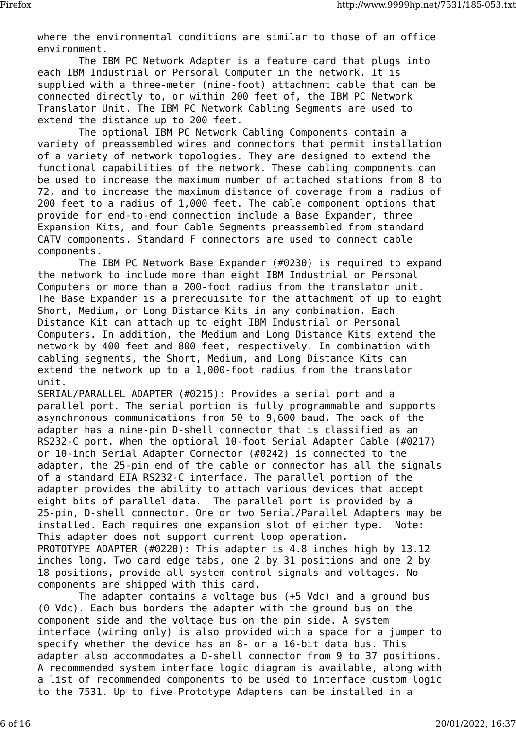where the environmental conditions are similar to those of an office environment.

The IBM PC Network Adapter is a feature card that plugs into each IBM Industrial or Personal Computer in the network. It is supplied with a three-meter (nine-foot) attachment cable that can be connected directly to, or within 200 feet of, the IBM PC Network Translator Unit. The IBM PC Network Cabling Segments are used to extend the distance up to 200 feet.

The optional IBM PC Network Cabling Components contain a variety of preassembled wires and connectors that permit installation of a variety of network topologies. They are designed to extend the functional capabilities of the network. These cabling components can be used to increase the maximum number of attached stations from 8 to 72, and to increase the maximum distance of coverage from a radius of 200 feet to a radius of 1,000 feet. The cable component options that provide for end-to-end connection include a Base Expander, three Expansion Kits, and four Cable Segments preassembled from standard CATV components. Standard F connectors are used to connect cable components.

The IBM PC Network Base Expander (#0230) is required to expand the network to include more than eight IBM Industrial or Personal Computers or more than a 200-foot radius from the translator unit. The Base Expander is a prerequisite for the attachment of up to eight Short, Medium, or Long Distance Kits in any combination. Each Distance Kit can attach up to eight IBM Industrial or Personal Computers. In addition, the Medium and Long Distance Kits extend the network by 400 feet and 800 feet, respectively. In combination with cabling segments, the Short, Medium, and Long Distance Kits can extend the network up to a 1,000-foot radius from the translator unit.

SERIAL/PARALLEL ADAPTER (#0215): Provides a serial port and a parallel port. The serial portion is fully programmable and supports asynchronous communications from 50 to 9,600 baud. The back of the adapter has a nine-pin D-shell connector that is classified as an RS232-C port. When the optional 10-foot Serial Adapter Cable (#0217) or 10-inch Serial Adapter Connector (#0242) is connected to the adapter, the 25-pin end of the cable or connector has all the signals of a standard EIA RS232-C interface. The parallel portion of the adapter provides the ability to attach various devices that accept eight bits of parallel data. The parallel port is provided by a 25-pin, D-shell connector. One or two Serial/Parallel Adapters may be installed. Each requires one expansion slot of either type. Note: This adapter does not support current loop operation.

PROTOTYPE ADAPTER (#0220): This adapter is 4.8 inches high by 13.12 inches long. Two card edge tabs, one 2 by 31 positions and one 2 by 18 positions, provide all system control signals and voltages. No components are shipped with this card.

The adapter contains a voltage bus (+5 Vdc) and a ground bus (0 Vdc). Each bus borders the adapter with the ground bus on the component side and the voltage bus on the pin side. A system interface (wiring only) is also provided with a space for a jumper to specify whether the device has an 8- or a 16-bit data bus. This adapter also accommodates a D-shell connector from 9 to 37 positions. A recommended system interface logic diagram is available, along with a list of recommended components to be used to interface custom logic to the 7531. Up to five Prototype Adapters can be installed in a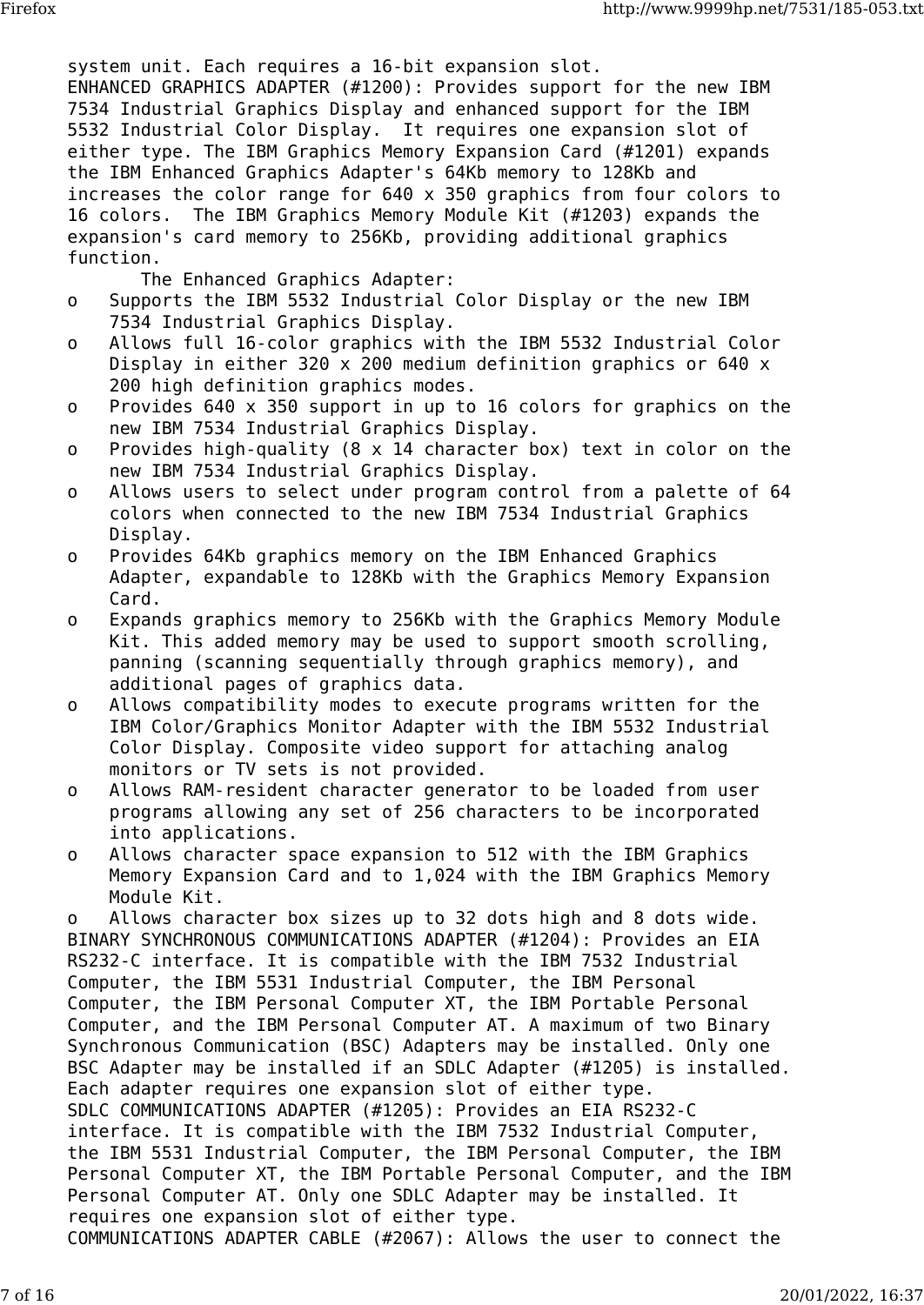system unit. Each requires a 16-bit expansion slot.

ENHANCED GRAPHICS ADAPTER (#1200): Provides support for the new IBM 7534 Industrial Graphics Display and enhanced support for the IBM 5532 Industrial Color Display. It requires one expansion slot of either type. The IBM Graphics Memory Expansion Card (#1201) expands the IBM Enhanced Graphics Adapter's 64Kb memory to 128Kb and increases the color range for 640 x 350 graphics from four colors to 16 colors. The IBM Graphics Memory Module Kit (#1203) expands the expansion's card memory to 256Kb, providing additional graphics function.

The Enhanced Graphics Adapter:

- Supports the IBM 5532 Industrial Color Display or the new IBM 7534 Industrial Graphics Display.
- Allows full 16-color graphics with the IBM 5532 Industrial Color Display in either 320 x 200 medium definition graphics or 640 x 200 high definition graphics modes.
- Provides 640 x 350 support in up to 16 colors for graphics on the new IBM 7534 Industrial Graphics Display.
- Provides high-quality (8 x 14 character box) text in color on the new IBM 7534 Industrial Graphics Display.
- Allows users to select under program control from a palette of 64 colors when connected to the new IBM 7534 Industrial Graphics Display.
- Provides 64Kb graphics memory on the IBM Enhanced Graphics Adapter, expandable to 128Kb with the Graphics Memory Expansion Card.
- Expands graphics memory to 256Kb with the Graphics Memory Module Kit. This added memory may be used to support smooth scrolling, panning (scanning sequentially through graphics memory), and additional pages of graphics data.
- Allows compatibility modes to execute programs written for the IBM Color/Graphics Monitor Adapter with the IBM 5532 Industrial Color Display. Composite video support for attaching analog monitors or TV sets is not provided.
- Allows RAM-resident character generator to be loaded from user programs allowing any set of 256 characters to be incorporated into applications.
- Allows character space expansion to 512 with the IBM Graphics Memory Expansion Card and to 1,024 with the IBM Graphics Memory Module Kit.
- Allows character box sizes up to 32 dots high and 8 dots wide.

BINARY SYNCHRONOUS COMMUNICATIONS ADAPTER (#1204): Provides an EIA RS232-C interface. It is compatible with the IBM 7532 Industrial Computer, the IBM 5531 Industrial Computer, the IBM Personal Computer, the IBM Personal Computer XT, the IBM Portable Personal Computer, and the IBM Personal Computer AT. A maximum of two Binary Synchronous Communication (BSC) Adapters may be installed. Only one BSC Adapter may be installed if an SDLC Adapter (#1205) is installed. Each adapter requires one expansion slot of either type.

SDLC COMMUNICATIONS ADAPTER (#1205): Provides an EIA RS232-C interface. It is compatible with the IBM 7532 Industrial Computer, the IBM 5531 Industrial Computer, the IBM Personal Computer, the IBM Personal Computer XT, the IBM Portable Personal Computer, and the IBM Personal Computer AT. Only one SDLC Adapter may be installed. It requires one expansion slot of either type.

COMMUNICATIONS ADAPTER CABLE (#2067): Allows the user to connect the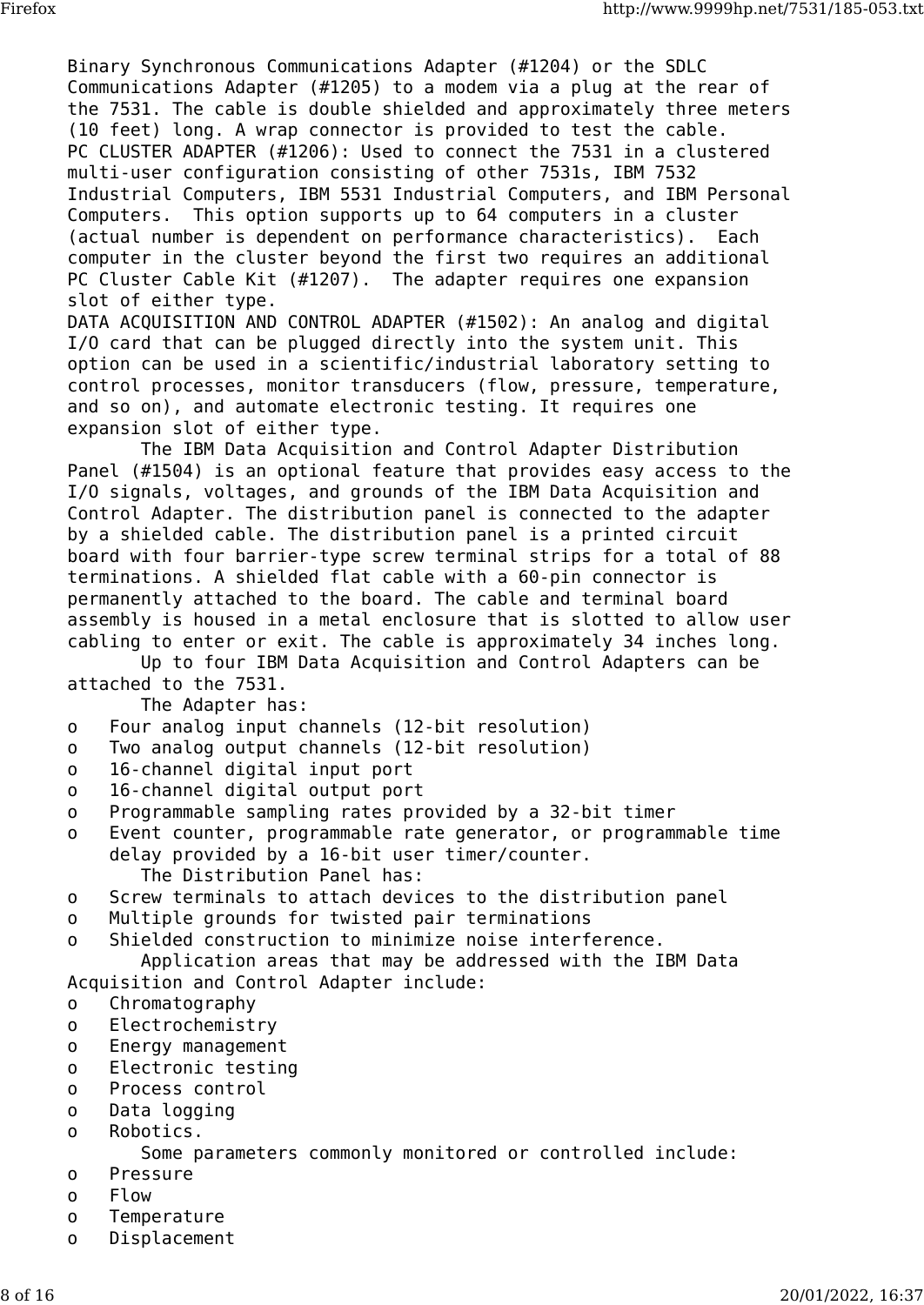Binary Synchronous Communications Adapter (#1204) or the SDLC Communications Adapter (#1205) to a modem via a plug at the rear of the 7531. The cable is double shielded and approximately three meters (10 feet) long. A wrap connector is provided to test the cable.

PC CLUSTER ADAPTER (#1206): Used to connect the 7531 in a clustered multi-user configuration consisting of other 7531s, IBM 7532 Industrial Computers, IBM 5531 Industrial Computers, and IBM Personal Computers. This option supports up to 64 computers in a cluster (actual number is dependent on performance characteristics). Each computer in the cluster beyond the first two requires an additional PC Cluster Cable Kit (#1207). The adapter requires one expansion slot of either type.

DATA ACQUISITION AND CONTROL ADAPTER (#1502): An analog and digital I/O card that can be plugged directly into the system unit. This option can be used in a scientific/industrial laboratory setting to control processes, monitor transducers (flow, pressure, temperature, and so on), and automate electronic testing. It requires one expansion slot of either type.

The IBM Data Acquisition and Control Adapter Distribution Panel (#1504) is an optional feature that provides easy access to the I/O signals, voltages, and grounds of the IBM Data Acquisition and Control Adapter. The distribution panel is connected to the adapter by a shielded cable. The distribution panel is a printed circuit board with four barrier-type screw terminal strips for a total of 88 terminations. A shielded flat cable with a 60-pin connector is permanently attached to the board. The cable and terminal board assembly is housed in a metal enclosure that is slotted to allow user cabling to enter or exit. The cable is approximately 34 inches long.

Up to four IBM Data Acquisition and Control Adapters can be attached to the 7531.

The Adapter has:

- Four analog input channels (12-bit resolution)
- Two analog output channels (12-bit resolution)
- 16-channel digital input port
- 16-channel digital output port
- Programmable sampling rates provided by a 32-bit timer
- Event counter, programmable rate generator, or programmable time delay provided by a 16-bit user timer/counter.

The Distribution Panel has:

- Screw terminals to attach devices to the distribution panel
- Multiple grounds for twisted pair terminations
- Shielded construction to minimize noise interference.

Application areas that may be addressed with the IBM Data Acquisition and Control Adapter include:

- Chromatography
- Electrochemistry
- Energy management
- Electronic testing
- Process control
- Data logging
- Robotics.

Some parameters commonly monitored or controlled include:

- Pressure
- Flow
- Temperature
- Displacement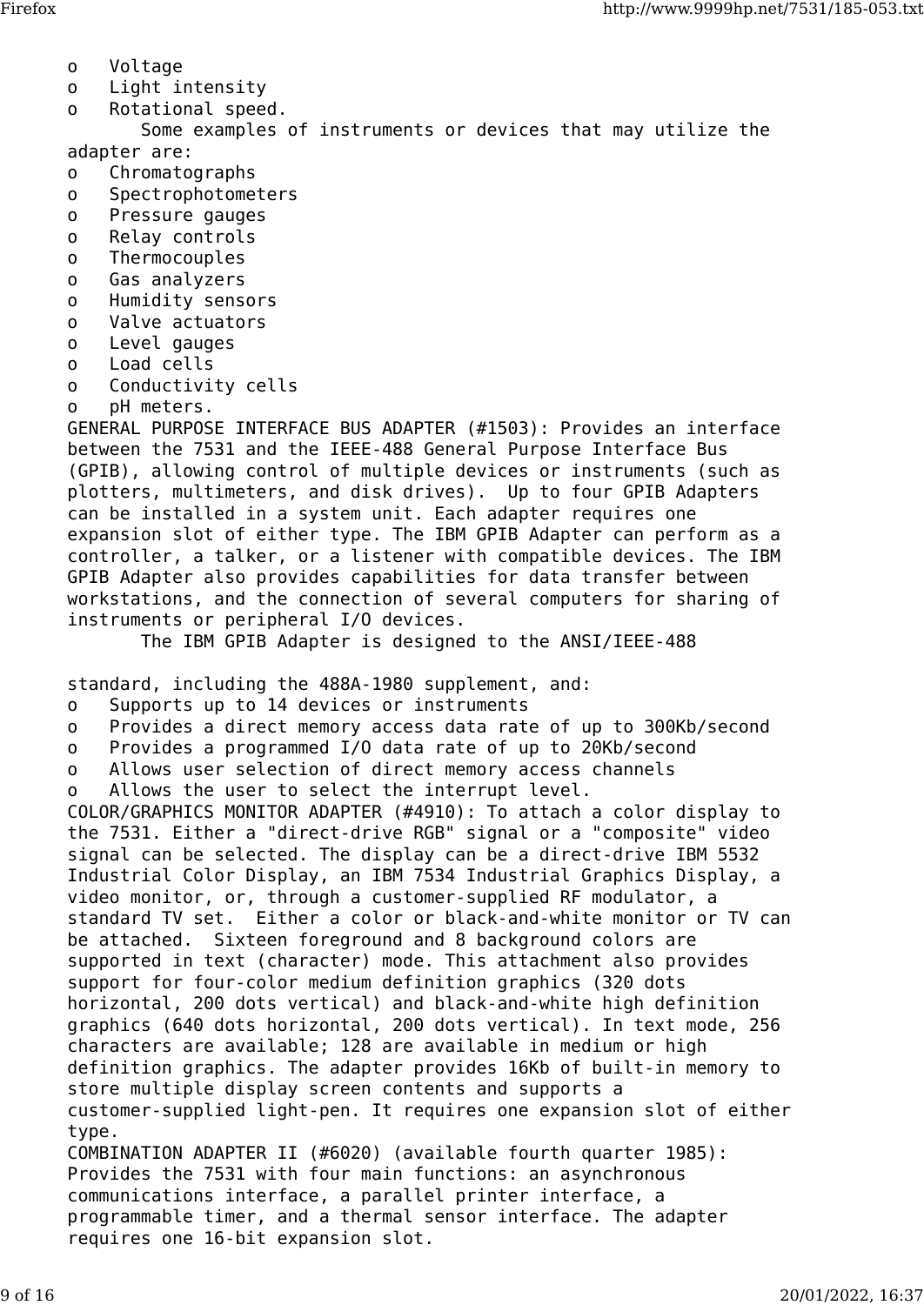- Voltage
- Light intensity
- Rotational speed.

Some examples of instruments or devices that may utilize the adapter are:

- Chromatographs
- Spectrophotometers
- Pressure gauges
- Relay controls
- Thermocouples
- Gas analyzers
- Humidity sensors
- Valve actuators
- Level gauges
- Load cells
- Conductivity cells
- pH meters.

GENERAL PURPOSE INTERFACE BUS ADAPTER (#1503): Provides an interface between the 7531 and the IEEE-488 General Purpose Interface Bus (GPIB), allowing control of multiple devices or instruments (such as plotters, multimeters, and disk drives). Up to four GPIB Adapters can be installed in a system unit. Each adapter requires one expansion slot of either type. The IBM GPIB Adapter can perform as a controller, a talker, or a listener with compatible devices. The IBM GPIB Adapter also provides capabilities for data transfer between workstations, and the connection of several computers for sharing of instruments or peripheral I/O devices.

The IBM GPIB Adapter is designed to the ANSI/IEEE-488 standard, including the 488A-1980 supplement, and:

- Supports up to 14 devices or instruments
- Provides a direct memory access data rate of up to 300Kb/second
- Provides a programmed I/O data rate of up to 20Kb/second
- Allows user selection of direct memory access channels
- Allows the user to select the interrupt level.

COLOR/GRAPHICS MONITOR ADAPTER (#4910): To attach a color display to the 7531. Either a "direct-drive RGB" signal or a "composite" video signal can be selected. The display can be a direct-drive IBM 5532 Industrial Color Display, an IBM 7534 Industrial Graphics Display, a video monitor, or, through a customer-supplied RF modulator, a standard TV set. Either a color or black-and-white monitor or TV can be attached. Sixteen foreground and 8 background colors are supported in text (character) mode. This attachment also provides support for four-color medium definition graphics (320 dots horizontal, 200 dots vertical) and black-and-white high definition graphics (640 dots horizontal, 200 dots vertical). In text mode, 256 characters are available; 128 are available in medium or high definition graphics. The adapter provides 16Kb of built-in memory to store multiple display screen contents and supports a customer-supplied light-pen. It requires one expansion slot of either type.

COMBINATION ADAPTER II (#6020) (available fourth quarter 1985): Provides the 7531 with four main functions: an asynchronous communications interface, a parallel printer interface, a programmable timer, and a thermal sensor interface. The adapter requires one 16-bit expansion slot.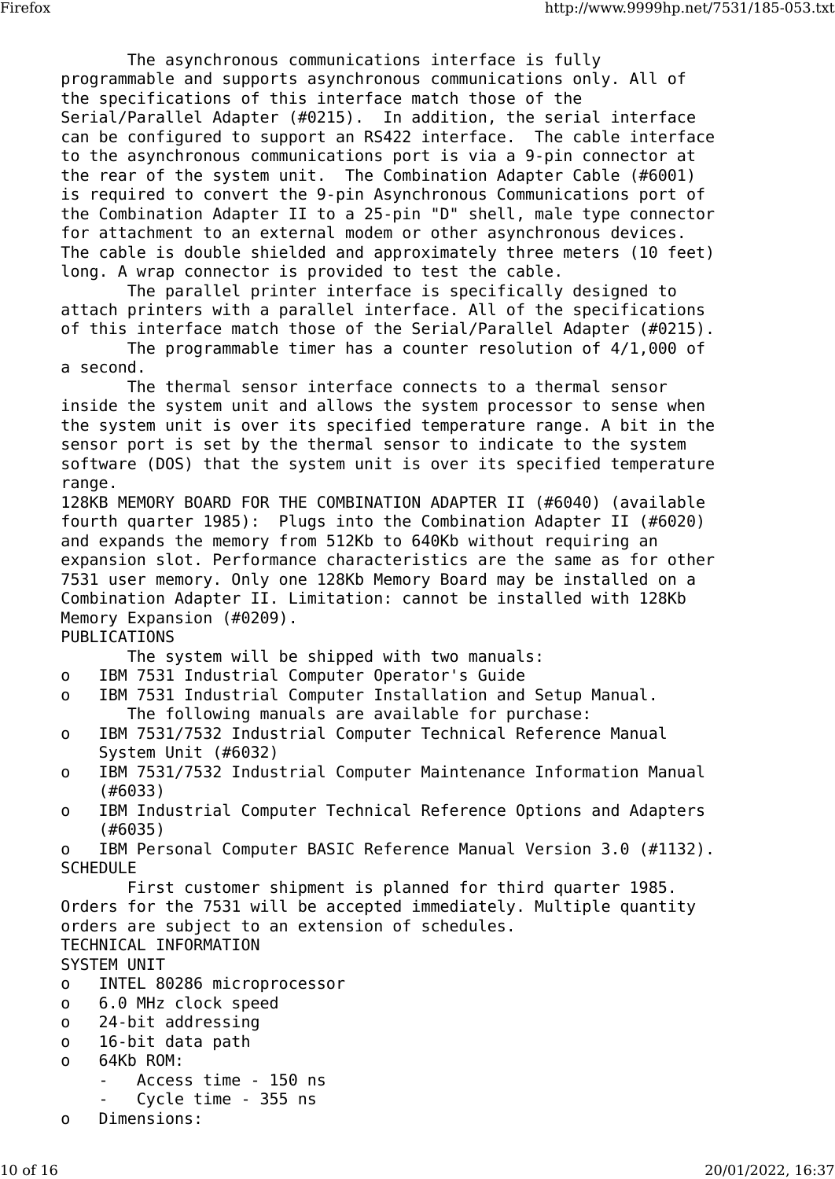The asynchronous communications interface is fully programmable and supports asynchronous communications only. All of the specifications of this interface match those of the Serial/Parallel Adapter (#0215). In addition, the serial interface can be configured to support an RS422 interface. The cable interface to the asynchronous communications port is via a 9-pin connector at the rear of the system unit. The Combination Adapter Cable (#6001) is required to convert the 9-pin Asynchronous Communications port of the Combination Adapter II to a 25-pin "D" shell, male type connector for attachment to an external modem or other asynchronous devices. The cable is double shielded and approximately three meters (10 feet) long. A wrap connector is provided to test the cable.

The parallel printer interface is specifically designed to attach printers with a parallel interface. All of the specifications of this interface match those of the Serial/Parallel Adapter (#0215).

The programmable timer has a counter resolution of 4/1,000 of a second.

The thermal sensor interface connects to a thermal sensor inside the system unit and allows the system processor to sense when the system unit is over its specified temperature range. A bit in the sensor port is set by the thermal sensor to indicate to the system software (DOS) that the system unit is over its specified temperature range.

128KB MEMORY BOARD FOR THE COMBINATION ADAPTER II (#6040) (available fourth quarter 1985): Plugs into the Combination Adapter II (#6020) and expands the memory from 512Kb to 640Kb without requiring an expansion slot. Performance characteristics are the same as for other 7531 user memory. Only one 128Kb Memory Board may be installed on a Combination Adapter II. Limitation: cannot be installed with 128Kb Memory Expansion (#0209).

## PUBLICATIONS

The system will be shipped with two manuals:

- IBM 7531 Industrial Computer Operator's Guide
- IBM 7531 Industrial Computer Installation and Setup Manual.

The following manuals are available for purchase:

- IBM 7531/7532 Industrial Computer Technical Reference Manual System Unit (#6032)
- IBM 7531/7532 Industrial Computer Maintenance Information Manual (#6033)
- IBM Industrial Computer Technical Reference Options and Adapters (#6035)
- IBM Personal Computer BASIC Reference Manual Version 3.0 (#1132).

## SCHEDULE

First customer shipment is planned for third quarter 1985. Orders for the 7531 will be accepted immediately. Multiple quantity orders are subject to an extension of schedules.

## TECHNICAL INFORMATION

### SYSTEM UNIT

- INTEL 80286 microprocessor
- 6.0 MHz clock speed
- 24-bit addressing
- 16-bit data path
- 64Kb ROM:
  - Access time - 150 ns
  - Cycle time - 355 ns
- Dimensions: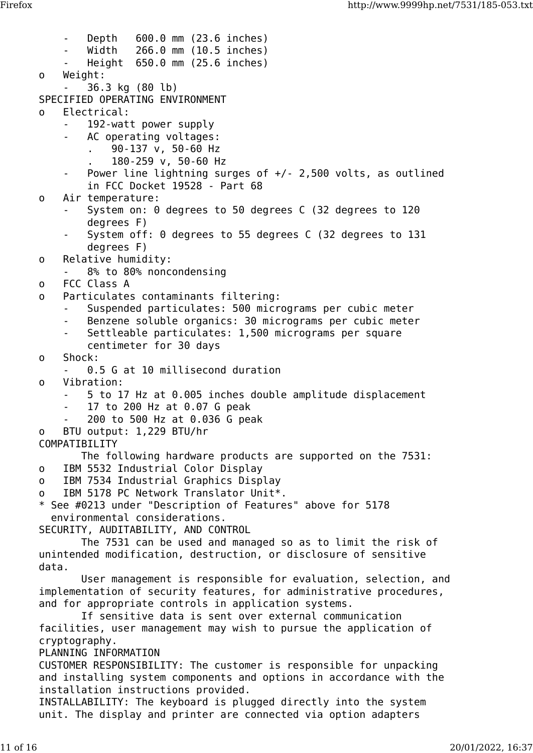- Depth 600.0 mm (23.6 inches)
- Width 266.0 mm (10.5 inches)
- Height 650.0 mm (25.6 inches)

o Weight:
- 36.3 kg (80 lb)

SPECIFIED OPERATING ENVIRONMENT

o Electrical:
- 192-watt power supply
- AC operating voltages:
  - . 90-137 v, 50-60 Hz
  - . 180-259 v, 50-60 Hz
- Power line lightning surges of +/- 2,500 volts, as outlined in FCC Docket 19528 - Part 68

o Air temperature:
- System on: 0 degrees to 50 degrees C (32 degrees to 120 degrees F)
- System off: 0 degrees to 55 degrees C (32 degrees to 131 degrees F)

o Relative humidity:
- 8% to 80% noncondensing

o FCC Class A

o Particulates contaminants filtering:
- Suspended particulates: 500 micrograms per cubic meter
- Benzene soluble organics: 30 micrograms per cubic meter
- Settleable particulates: 1,500 micrograms per square centimeter for 30 days

o Shock:
- 0.5 G at 10 millisecond duration

o Vibration:
- 5 to 17 Hz at 0.005 inches double amplitude displacement
- 17 to 200 Hz at 0.07 G peak
- 200 to 500 Hz at 0.036 G peak

o BTU output: 1,229 BTU/hr

COMPATIBILITY

The following hardware products are supported on the 7531:

o IBM 5532 Industrial Color Display

o IBM 7534 Industrial Graphics Display

o IBM 5178 PC Network Translator Unit*.

* See #0213 under "Description of Features" above for 5178 environmental considerations.

SECURITY, AUDITABILITY, AND CONTROL

The 7531 can be used and managed so as to limit the risk of unintended modification, destruction, or disclosure of sensitive data.

User management is responsible for evaluation, selection, and implementation of security features, for administrative procedures, and for appropriate controls in application systems.

If sensitive data is sent over external communication facilities, user management may wish to pursue the application of cryptography.

PLANNING INFORMATION

CUSTOMER RESPONSIBILITY: The customer is responsible for unpacking and installing system components and options in accordance with the installation instructions provided.

INSTALLABILITY: The keyboard is plugged directly into the system unit. The display and printer are connected via option adapters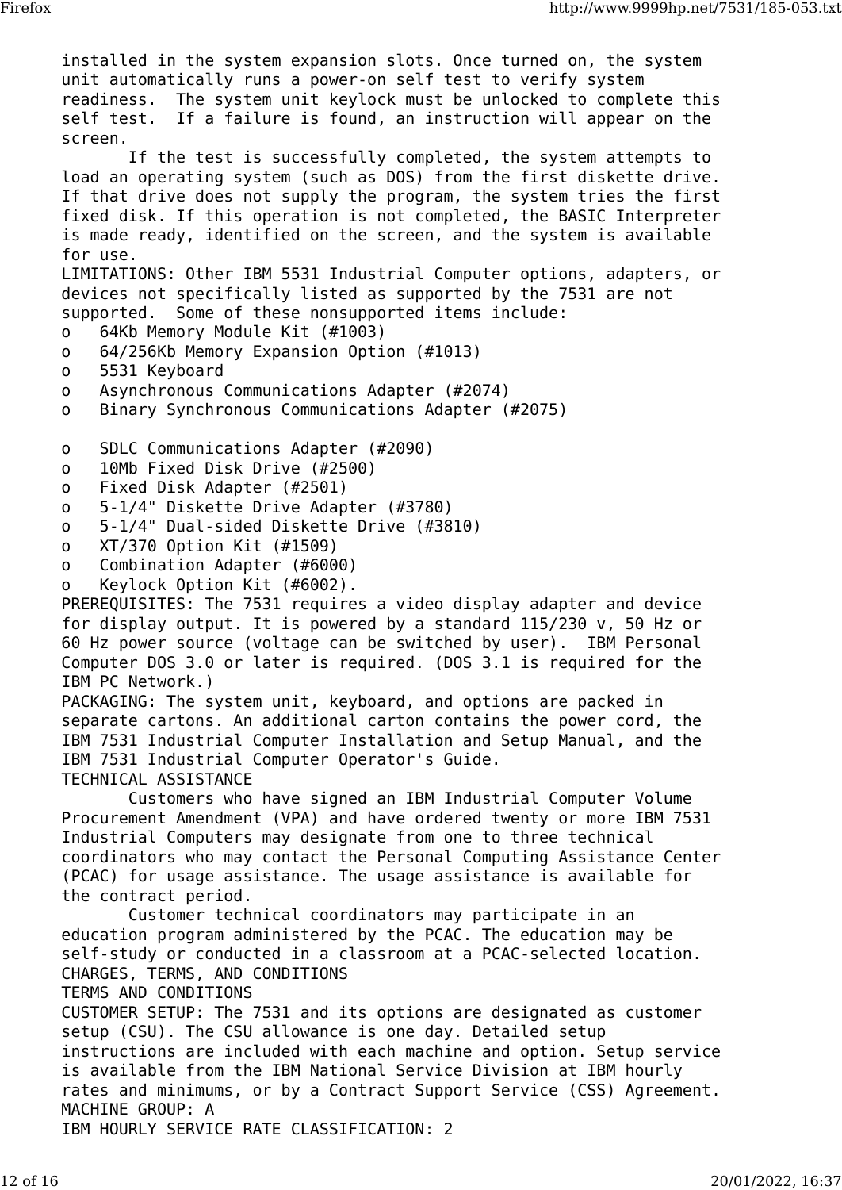installed in the system expansion slots. Once turned on, the system unit automatically runs a power-on self test to verify system readiness. The system unit keylock must be unlocked to complete this self test. If a failure is found, an instruction will appear on the screen.

If the test is successfully completed, the system attempts to load an operating system (such as DOS) from the first diskette drive. If that drive does not supply the program, the system tries the first fixed disk. If this operation is not completed, the BASIC Interpreter is made ready, identified on the screen, and the system is available for use.

LIMITATIONS: Other IBM 5531 Industrial Computer options, adapters, or devices not specifically listed as supported by the 7531 are not supported. Some of these nonsupported items include:

- 64Kb Memory Module Kit (#1003)
- 64/256Kb Memory Expansion Option (#1013)
- 5531 Keyboard
- Asynchronous Communications Adapter (#2074)
- Binary Synchronous Communications Adapter (#2075)
- SDLC Communications Adapter (#2090)
- 10Mb Fixed Disk Drive (#2500)
- Fixed Disk Adapter (#2501)
- 5-1/4" Diskette Drive Adapter (#3780)
- 5-1/4" Dual-sided Diskette Drive (#3810)
- XT/370 Option Kit (#1509)
- Combination Adapter (#6000)
- Keylock Option Kit (#6002).

PREREQUISITES: The 7531 requires a video display adapter and device for display output. It is powered by a standard 115/230 v, 50 Hz or 60 Hz power source (voltage can be switched by user). IBM Personal Computer DOS 3.0 or later is required. (DOS 3.1 is required for the IBM PC Network.)

PACKAGING: The system unit, keyboard, and options are packed in separate cartons. An additional carton contains the power cord, the IBM 7531 Industrial Computer Installation and Setup Manual, and the IBM 7531 Industrial Computer Operator's Guide.

TECHNICAL ASSISTANCE

Customers who have signed an IBM Industrial Computer Volume Procurement Amendment (VPA) and have ordered twenty or more IBM 7531 Industrial Computers may designate from one to three technical coordinators who may contact the Personal Computing Assistance Center (PCAC) for usage assistance. The usage assistance is available for the contract period.

Customer technical coordinators may participate in an education program administered by the PCAC. The education may be self-study or conducted in a classroom at a PCAC-selected location.

CHARGES, TERMS, AND CONDITIONS

TERMS AND CONDITIONS

CUSTOMER SETUP: The 7531 and its options are designated as customer setup (CSU). The CSU allowance is one day. Detailed setup instructions are included with each machine and option. Setup service is available from the IBM National Service Division at IBM hourly rates and minimums, or by a Contract Support Service (CSS) Agreement.

MACHINE GROUP: A

IBM HOURLY SERVICE RATE CLASSIFICATION: 2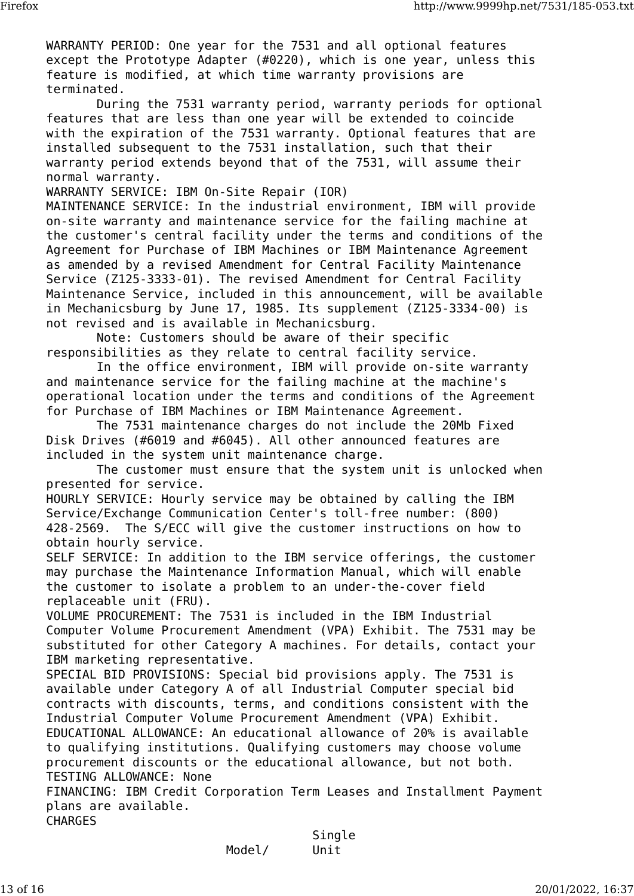WARRANTY PERIOD: One year for the 7531 and all optional features except the Prototype Adapter (#0220), which is one year, unless this feature is modified, at which time warranty provisions are terminated.

During the 7531 warranty period, warranty periods for optional features that are less than one year will be extended to coincide with the expiration of the 7531 warranty. Optional features that are installed subsequent to the 7531 installation, such that their warranty period extends beyond that of the 7531, will assume their normal warranty.

WARRANTY SERVICE: IBM On-Site Repair (IOR)

MAINTENANCE SERVICE: In the industrial environment, IBM will provide on-site warranty and maintenance service for the failing machine at the customer's central facility under the terms and conditions of the Agreement for Purchase of IBM Machines or IBM Maintenance Agreement as amended by a revised Amendment for Central Facility Maintenance Service (Z125-3333-01). The revised Amendment for Central Facility Maintenance Service, included in this announcement, will be available in Mechanicsburg by June 17, 1985. Its supplement (Z125-3334-00) is not revised and is available in Mechanicsburg.

Note: Customers should be aware of their specific responsibilities as they relate to central facility service.

In the office environment, IBM will provide on-site warranty and maintenance service for the failing machine at the machine's operational location under the terms and conditions of the Agreement for Purchase of IBM Machines or IBM Maintenance Agreement.

The 7531 maintenance charges do not include the 20Mb Fixed Disk Drives (#6019 and #6045). All other announced features are included in the system unit maintenance charge.

The customer must ensure that the system unit is unlocked when presented for service.

HOURLY SERVICE: Hourly service may be obtained by calling the IBM Service/Exchange Communication Center's toll-free number: (800) 428-2569. The S/ECC will give the customer instructions on how to obtain hourly service.

SELF SERVICE: In addition to the IBM service offerings, the customer may purchase the Maintenance Information Manual, which will enable the customer to isolate a problem to an under-the-cover field replaceable unit (FRU).

VOLUME PROCUREMENT: The 7531 is included in the IBM Industrial Computer Volume Procurement Amendment (VPA) Exhibit. The 7531 may be substituted for other Category A machines. For details, contact your IBM marketing representative.

SPECIAL BID PROVISIONS: Special bid provisions apply. The 7531 is available under Category A of all Industrial Computer special bid contracts with discounts, terms, and conditions consistent with the Industrial Computer Volume Procurement Amendment (VPA) Exhibit.

EDUCATIONAL ALLOWANCE: An educational allowance of 20% is available to qualifying institutions. Qualifying customers may choose volume procurement discounts or the educational allowance, but not both.

TESTING ALLOWANCE: None

FINANCING: IBM Credit Corporation Term Leases and Installment Payment plans are available.

CHARGES

```
                           Single
               Model/      Unit
```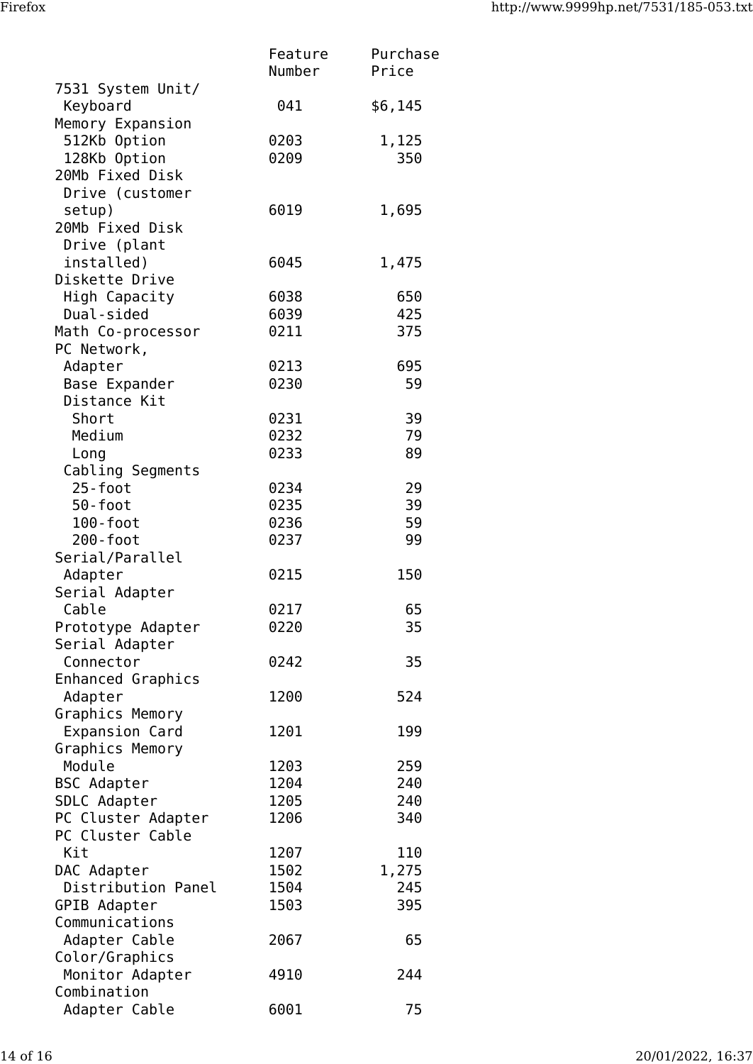| | Feature Number | Purchase Price |
|---|---|---|
| 7531 System Unit/ Keyboard | 041 | $6,145 |
| Memory Expansion | | |
| 512Kb Option | 0203 | 1,125 |
| 128Kb Option | 0209 | 350 |
| 20Mb Fixed Disk Drive (customer setup) | 6019 | 1,695 |
| 20Mb Fixed Disk Drive (plant installed) | 6045 | 1,475 |
| Diskette Drive | | |
| High Capacity | 6038 | 650 |
| Dual-sided | 6039 | 425 |
| Math Co-processor | 0211 | 375 |
| PC Network, | | |
| Adapter | 0213 | 695 |
| Base Expander | 0230 | 59 |
| Distance Kit | | |
| Short | 0231 | 39 |
| Medium | 0232 | 79 |
| Long | 0233 | 89 |
| Cabling Segments | | |
| 25-foot | 0234 | 29 |
| 50-foot | 0235 | 39 |
| 100-foot | 0236 | 59 |
| 200-foot | 0237 | 99 |
| Serial/Parallel Adapter | 0215 | 150 |
| Serial Adapter Cable | 0217 | 65 |
| Prototype Adapter | 0220 | 35 |
| Serial Adapter Connector | 0242 | 35 |
| Enhanced Graphics Adapter | 1200 | 524 |
| Graphics Memory Expansion Card | 1201 | 199 |
| Graphics Memory Module | 1203 | 259 |
| BSC Adapter | 1204 | 240 |
| SDLC Adapter | 1205 | 240 |
| PC Cluster Adapter | 1206 | 340 |
| PC Cluster Cable Kit | 1207 | 110 |
| DAC Adapter | 1502 | 1,275 |
| Distribution Panel | 1504 | 245 |
| GPIB Adapter | 1503 | 395 |
| Communications Adapter Cable | 2067 | 65 |
| Color/Graphics Monitor Adapter | 4910 | 244 |
| Combination Adapter Cable | 6001 | 75 |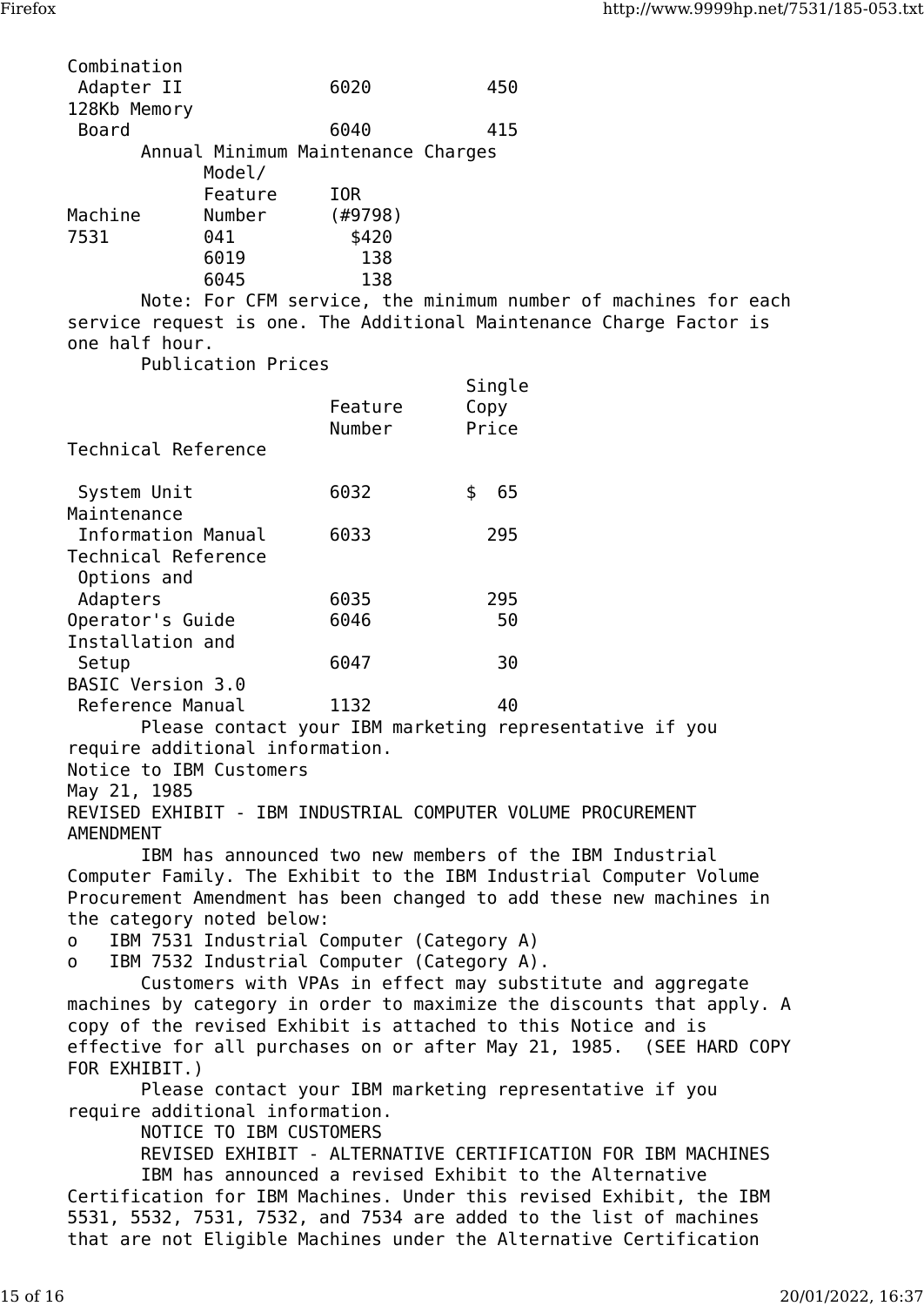| | | |
|---|---|---|
| Combination Adapter II | 6020 | 450 |
| 128Kb Memory Board | 6040 | 415 |

Annual Minimum Maintenance Charges

| Machine | Model/ Feature Number | IOR (#9798) |
|---|---|---|
| 7531 | 041 | $420 |
| | 6019 | 138 |
| | 6045 | 138 |

Note: For CFM service, the minimum number of machines for each service request is one. The Additional Maintenance Charge Factor is one half hour.

Publication Prices

| | Feature Number | Single Copy Price |
|---|---|---|
| Technical Reference System Unit | 6032 | $ 65 |
| Maintenance Information Manual | 6033 | 295 |
| Technical Reference Options and Adapters | 6035 | 295 |
| Operator's Guide | 6046 | 50 |
| Installation and Setup | 6047 | 30 |
| BASIC Version 3.0 Reference Manual | 1132 | 40 |

Please contact your IBM marketing representative if you require additional information.

Notice to IBM Customers
May 21, 1985

REVISED EXHIBIT - IBM INDUSTRIAL COMPUTER VOLUME PROCUREMENT AMENDMENT

IBM has announced two new members of the IBM Industrial Computer Family. The Exhibit to the IBM Industrial Computer Volume Procurement Amendment has been changed to add these new machines in the category noted below:

- IBM 7531 Industrial Computer (Category A)
- IBM 7532 Industrial Computer (Category A).

Customers with VPAs in effect may substitute and aggregate machines by category in order to maximize the discounts that apply. A copy of the revised Exhibit is attached to this Notice and is effective for all purchases on or after May 21, 1985. (SEE HARD COPY FOR EXHIBIT.)

Please contact your IBM marketing representative if you require additional information.

NOTICE TO IBM CUSTOMERS

REVISED EXHIBIT - ALTERNATIVE CERTIFICATION FOR IBM MACHINES

IBM has announced a revised Exhibit to the Alternative Certification for IBM Machines. Under this revised Exhibit, the IBM 5531, 5532, 7531, 7532, and 7534 are added to the list of machines that are not Eligible Machines under the Alternative Certification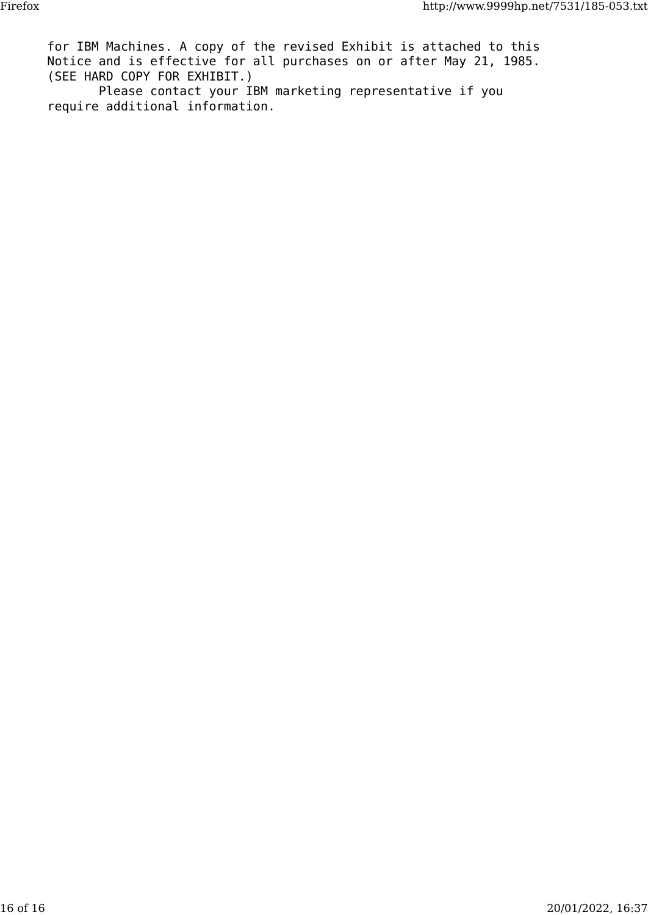for IBM Machines. A copy of the revised Exhibit is attached to this Notice and is effective for all purchases on or after May 21, 1985. (SEE HARD COPY FOR EXHIBIT.)

Please contact your IBM marketing representative if you require additional information.